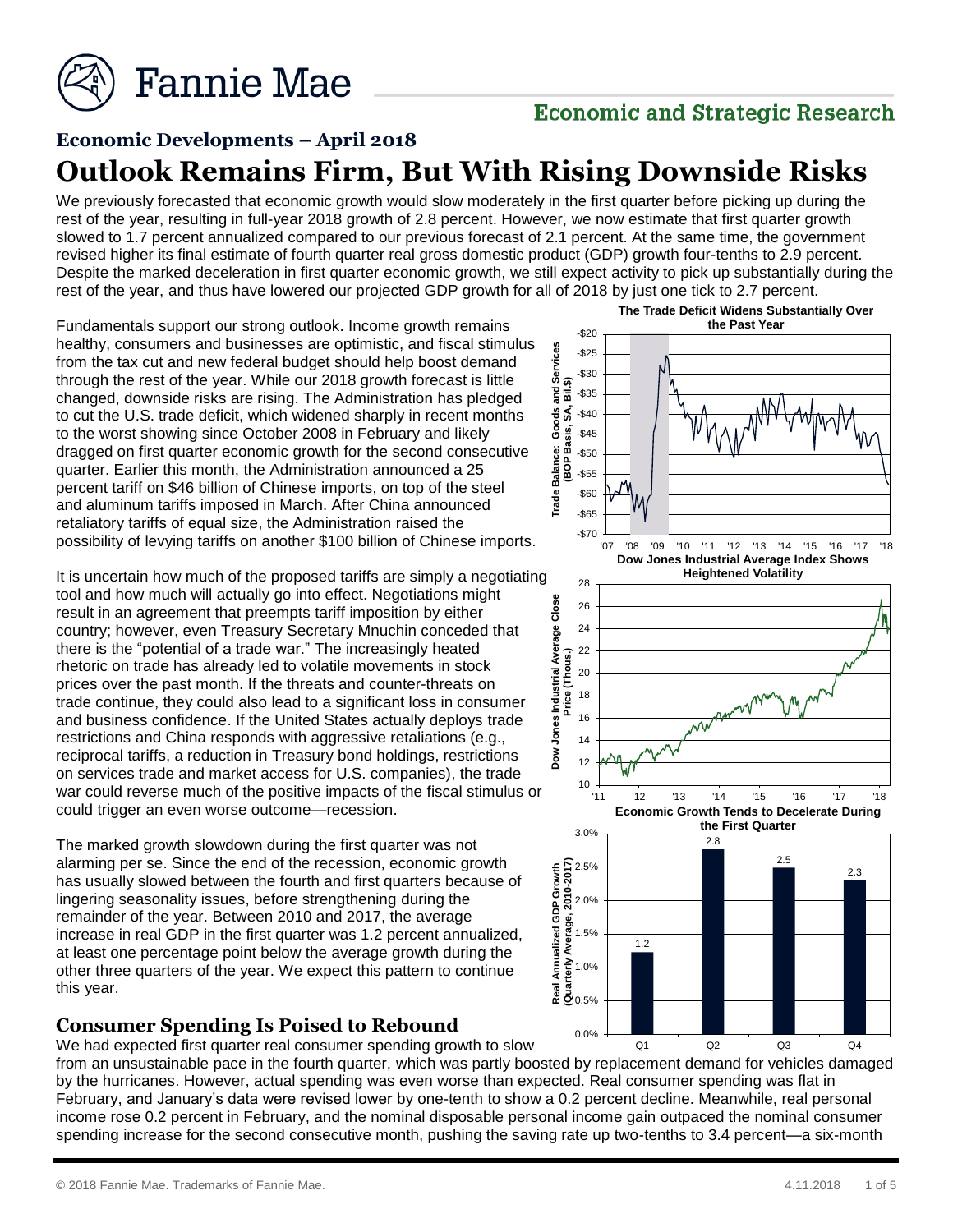# Economic Developments – April 2018

# Outlook Remains Firm, But With Rising Downside Risks

We previously forecasted that economic growth would slow moderately in the first quarter before picking up during the rest of the year, resulting in full-year 2018 growth of 2.8 percent. However, we now estimate that first quarter growth slowed to 1.7 percent annualized compared to our previous forecast of 2.1 percent. At the same time, the government revised higher its final estimate of fourth quarter real gross domestic product (GDP) growth four-tenths to 2.9 percent. Despite the marked deceleration in first quarter economic growth, we still expect activity to pick up substantially during the rest of the year, and thus have lowered our projected GDP growth for all of 2018 by just one tick to 2.7 percent.

Fundamentals support our strong outlook. Income growth remains healthy, consumers and businesses are optimistic, and fiscal stimulus from the tax cut and new federal budget should help boost demand through the rest of the year. While our 2018 growth forecast is little changed, downside risks are rising. The Administration has pledged to cut the U.S. trade deficit, which widened sharply in recent months to the worst showing since October 2008 in February and likely dragged on first quarter economic growth for the second consecutive quarter. Earlier this month, the Administration announced a 25 percent tariff on $46 billion of Chinese imports, on top of the steel and aluminum tariffs imposed in March. After China announced retaliatory tariffs of equal size, the Administration raised the possibility of levying tariffs on another $100 billion of Chinese imports.

It is uncertain how much of the proposed tariffs are simply a negotiating tool and how much will actually go into effect. Negotiations might result in an agreement that preempts tariff imposition by either country; however, even Treasury Secretary Mnuchin conceded that there is the "potential of a trade war." The increasingly heated rhetoric on trade has already led to volatile movements in stock prices over the past month. If the threats and counter-threats on trade continue, they could also lead to a significant loss in consumer and business confidence. If the United States actually deploys trade restrictions and China responds with aggressive retaliations (e.g., reciprocal tariffs, a reduction in Treasury bond holdings, restrictions on services trade and market access for U.S. companies), the trade war could reverse much of the positive impacts of the fiscal stimulus or could trigger an even worse outcome—recession.

The marked growth slowdown during the first quarter was not alarming per se. Since the end of the recession, economic growth has usually slowed between the fourth and first quarters because of lingering seasonality issues, before strengthening during the remainder of the year. Between 2010 and 2017, the average increase in real GDP in the first quarter was 1.2 percent annualized, at least one percentage point below the average growth during the other three quarters of the year. We expect this pattern to continue this year.

**The Trade Deficit Widens Substantially Over the Past Year**

**Dow Jones Industrial Average Index Shows Heightened Volatility**

**Economic Growth Tends to Decelerate During the First Quarter**

| Quarter | Real Annualized GDP Growth (Quarterly Average, 2010-2017) |
|---|---|
| Q1 | 1.2 |
| Q2 | 2.8 |
| Q3 | 2.5 |
| Q4 | 2.3 |

## Consumer Spending Is Poised to Rebound

We had expected first quarter real consumer spending growth to slow from an unsustainable pace in the fourth quarter, which was partly boosted by replacement demand for vehicles damaged by the hurricanes. However, actual spending was even worse than expected. Real consumer spending was flat in February, and January's data were revised lower by one-tenth to show a 0.2 percent decline. Meanwhile, real personal income rose 0.2 percent in February, and the nominal disposable personal income gain outpaced the nominal consumer spending increase for the second consecutive month, pushing the saving rate up two-tenths to 3.4 percent—a six-month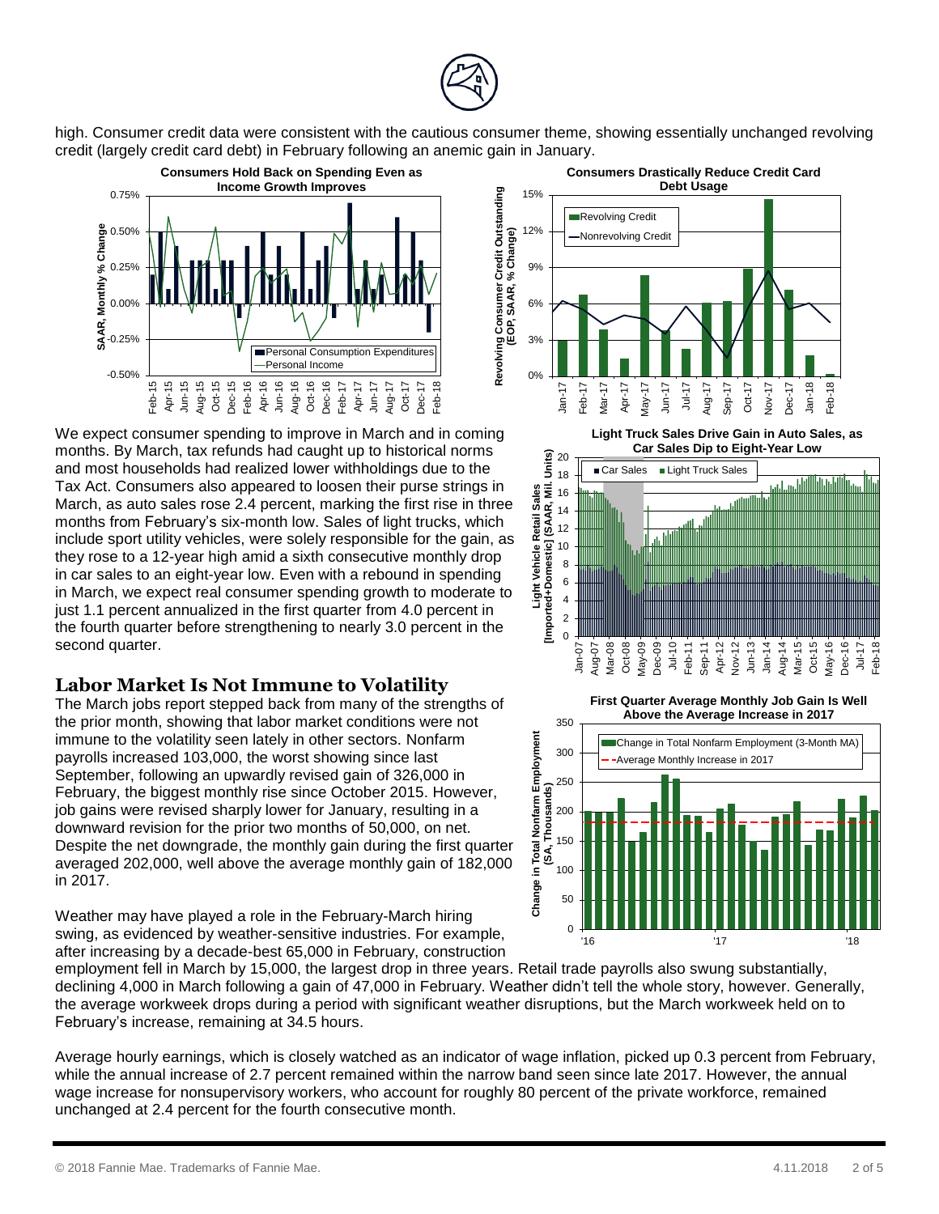high. Consumer credit data were consistent with the cautious consumer theme, showing essentially unchanged revolving credit (largely credit card debt) in February following an anemic gain in January.

**Consumers Hold Back on Spending Even as Income Growth Improves**

**Consumers Drastically Reduce Credit Card Debt Usage**

We expect consumer spending to improve in March and in coming months. By March, tax refunds had caught up to historical norms and most households had realized lower withholdings due to the Tax Act. Consumers also appeared to loosen their purse strings in March, as auto sales rose 2.4 percent, marking the first rise in three months from February's six-month low. Sales of light trucks, which include sport utility vehicles, were solely responsible for the gain, as they rose to a 12-year high amid a sixth consecutive monthly drop in car sales to an eight-year low. Even with a rebound in spending in March, we expect real consumer spending growth to moderate to just 1.1 percent annualized in the first quarter from 4.0 percent in the fourth quarter before strengthening to nearly 3.0 percent in the second quarter.

**Light Truck Sales Drive Gain in Auto Sales, as Car Sales Dip to Eight-Year Low**

## Labor Market Is Not Immune to Volatility

The March jobs report stepped back from many of the strengths of the prior month, showing that labor market conditions were not immune to the volatility seen lately in other sectors. Nonfarm payrolls increased 103,000, the worst showing since last September, following an upwardly revised gain of 326,000 in February, the biggest monthly rise since October 2015. However, job gains were revised sharply lower for January, resulting in a downward revision for the prior two months of 50,000, on net. Despite the net downgrade, the monthly gain during the first quarter averaged 202,000, well above the average monthly gain of 182,000 in 2017.

**First Quarter Average Monthly Job Gain Is Well Above the Average Increase in 2017**

Weather may have played a role in the February-March hiring swing, as evidenced by weather-sensitive industries. For example, after increasing by a decade-best 65,000 in February, construction employment fell in March by 15,000, the largest drop in three years. Retail trade payrolls also swung substantially, declining 4,000 in March following a gain of 47,000 in February. Weather didn't tell the whole story, however. Generally, the average workweek drops during a period with significant weather disruptions, but the March workweek held on to February's increase, remaining at 34.5 hours.

Average hourly earnings, which is closely watched as an indicator of wage inflation, picked up 0.3 percent from February, while the annual increase of 2.7 percent remained within the narrow band seen since late 2017. However, the annual wage increase for nonsupervisory workers, who account for roughly 80 percent of the private workforce, remained unchanged at 2.4 percent for the fourth consecutive month.

© 2018 Fannie Mae. Trademarks of Fannie Mae. 4.11.2018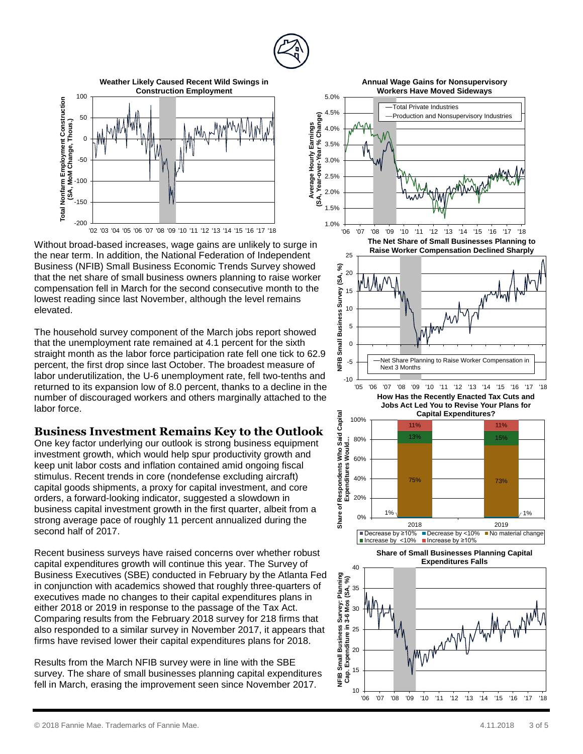Without broad-based increases, wage gains are unlikely to surge in the near term. In addition, the National Federation of Independent Business (NFIB) Small Business Economic Trends Survey showed that the net share of small business owners planning to raise worker compensation fell in March for the second consecutive month to the lowest reading since last November, although the level remains elevated.

The household survey component of the March jobs report showed that the unemployment rate remained at 4.1 percent for the sixth straight month as the labor force participation rate fell one tick to 62.9 percent, the first drop since last October. The broadest measure of labor underutilization, the U-6 unemployment rate, fell two-tenths and returned to its expansion low of 8.0 percent, thanks to a decline in the number of discouraged workers and others marginally attached to the labor force.

## Business Investment Remains Key to the Outlook

One key factor underlying our outlook is strong business equipment investment growth, which would help spur productivity growth and keep unit labor costs and inflation contained amid ongoing fiscal stimulus. Recent trends in core (nondefense excluding aircraft) capital goods shipments, a proxy for capital investment, and core orders, a forward-looking indicator, suggested a slowdown in business capital investment growth in the first quarter, albeit from a strong average pace of roughly 11 percent annualized during the second half of 2017.

Recent business surveys have raised concerns over whether robust capital expenditures growth will continue this year. The Survey of Business Executives (SBE) conducted in February by the Atlanta Fed in conjunction with academics showed that roughly three-quarters of executives made no changes to their capital expenditures plans in either 2018 or 2019 in response to the passage of the Tax Act. Comparing results from the February 2018 survey for 218 firms that also responded to a similar survey in November 2017, it appears that firms have revised lower their capital expenditures plans for 2018.

Results from the March NFIB survey were in line with the SBE survey. The share of small businesses planning capital expenditures fell in March, erasing the improvement seen since November 2017.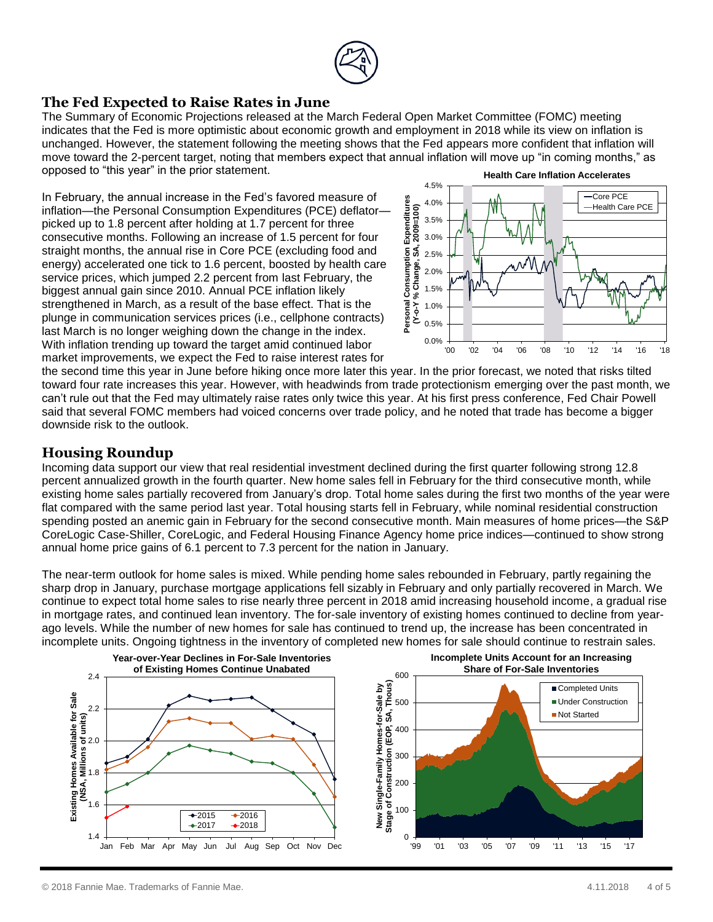## The Fed Expected to Raise Rates in June

The Summary of Economic Projections released at the March Federal Open Market Committee (FOMC) meeting indicates that the Fed is more optimistic about economic growth and employment in 2018 while its view on inflation is unchanged. However, the statement following the meeting shows that the Fed appears more confident that inflation will move toward the 2-percent target, noting that members expect that annual inflation will move up "in coming months," as opposed to "this year" in the prior statement.

In February, the annual increase in the Fed's favored measure of inflation—the Personal Consumption Expenditures (PCE) deflator—picked up to 1.8 percent after holding at 1.7 percent for three consecutive months. Following an increase of 1.5 percent for four straight months, the annual rise in Core PCE (excluding food and energy) accelerated one tick to 1.6 percent, boosted by health care service prices, which jumped 2.2 percent from last February, the biggest annual gain since 2010. Annual PCE inflation likely strengthened in March, as a result of the base effect. That is the plunge in communication services prices (i.e., cellphone contracts) last March is no longer weighing down the change in the index. With inflation trending up toward the target amid continued labor market improvements, we expect the Fed to raise interest rates for the second time this year in June before hiking once more later this year. In the prior forecast, we noted that risks tilted toward four rate increases this year. However, with headwinds from trade protectionism emerging over the past month, we can't rule out that the Fed may ultimately raise rates only twice this year. At his first press conference, Fed Chair Powell said that several FOMC members had voiced concerns over trade policy, and he noted that trade has become a bigger downside risk to the outlook.

**Health Care Inflation Accelerates**

## Housing Roundup

Incoming data support our view that real residential investment declined during the first quarter following strong 12.8 percent annualized growth in the fourth quarter. New home sales fell in February for the third consecutive month, while existing home sales partially recovered from January's drop. Total home sales during the first two months of the year were flat compared with the same period last year. Total housing starts fell in February, while nominal residential construction spending posted an anemic gain in February for the second consecutive month. Main measures of home prices—the S&P CoreLogic Case-Shiller, CoreLogic, and Federal Housing Finance Agency home price indices—continued to show strong annual home price gains of 6.1 percent to 7.3 percent for the nation in January.

The near-term outlook for home sales is mixed. While pending home sales rebounded in February, partly regaining the sharp drop in January, purchase mortgage applications fell sizably in February and only partially recovered in March. We continue to expect total home sales to rise nearly three percent in 2018 amid increasing household income, a gradual rise in mortgage rates, and continued lean inventory. The for-sale inventory of existing homes continued to decline from year-ago levels. While the number of new homes for sale has continued to trend up, the increase has been concentrated in incomplete units. Ongoing tightness in the inventory of completed new homes for sale should continue to restrain sales.

**Year-over-Year Declines in For-Sale Inventories of Existing Homes Continue Unabated**

**Incomplete Units Account for an Increasing Share of For-Sale Inventories**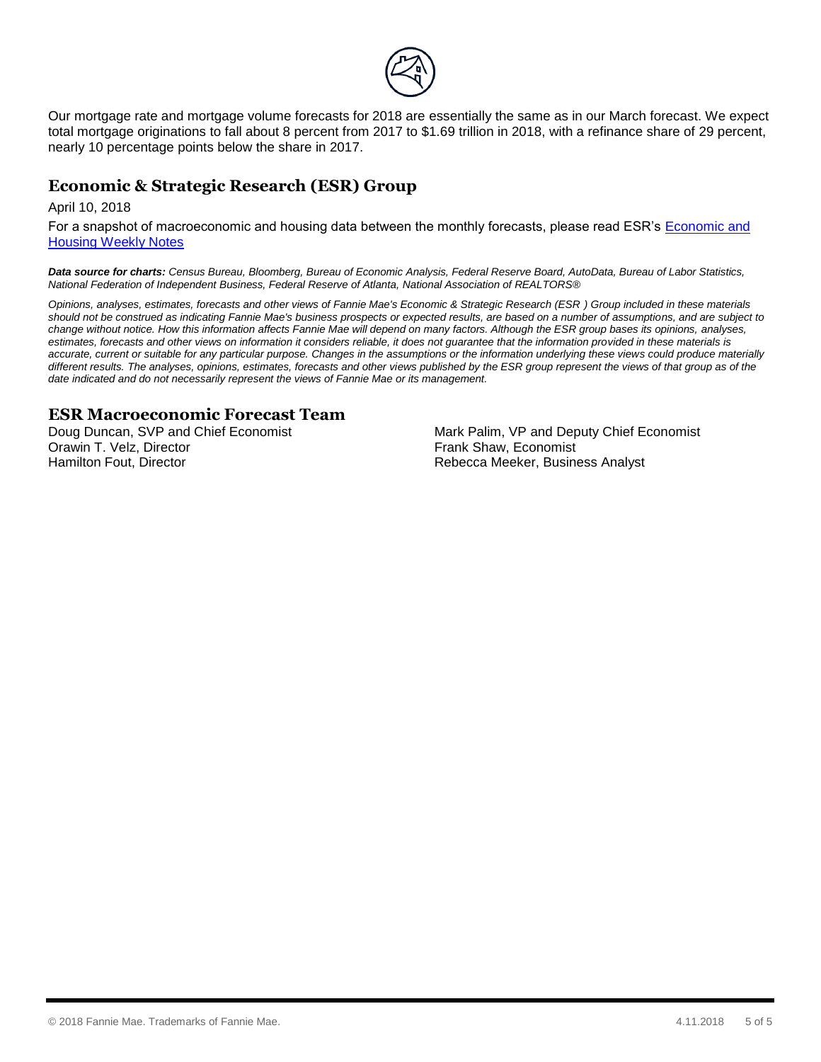Our mortgage rate and mortgage volume forecasts for 2018 are essentially the same as in our March forecast. We expect total mortgage originations to fall about 8 percent from 2017 to $1.69 trillion in 2018, with a refinance share of 29 percent, nearly 10 percentage points below the share in 2017.

## Economic & Strategic Research (ESR) Group

April 10, 2018

For a snapshot of macroeconomic and housing data between the monthly forecasts, please read ESR's [Economic and Housing Weekly Notes]

***Data source for charts:*** *Census Bureau, Bloomberg, Bureau of Economic Analysis, Federal Reserve Board, AutoData, Bureau of Labor Statistics, National Federation of Independent Business, Federal Reserve of Atlanta, National Association of REALTORS®*

*Opinions, analyses, estimates, forecasts and other views of Fannie Mae's Economic & Strategic Research (ESR ) Group included in these materials should not be construed as indicating Fannie Mae's business prospects or expected results, are based on a number of assumptions, and are subject to change without notice. How this information affects Fannie Mae will depend on many factors. Although the ESR group bases its opinions, analyses, estimates, forecasts and other views on information it considers reliable, it does not guarantee that the information provided in these materials is accurate, current or suitable for any particular purpose. Changes in the assumptions or the information underlying these views could produce materially different results. The analyses, opinions, estimates, forecasts and other views published by the ESR group represent the views of that group as of the date indicated and do not necessarily represent the views of Fannie Mae or its management.*

## ESR Macroeconomic Forecast Team

Doug Duncan, SVP and Chief Economist
Orawin T. Velz, Director
Hamilton Fout, Director
Mark Palim, VP and Deputy Chief Economist
Frank Shaw, Economist
Rebecca Meeker, Business Analyst

© 2018 Fannie Mae. Trademarks of Fannie Mae.